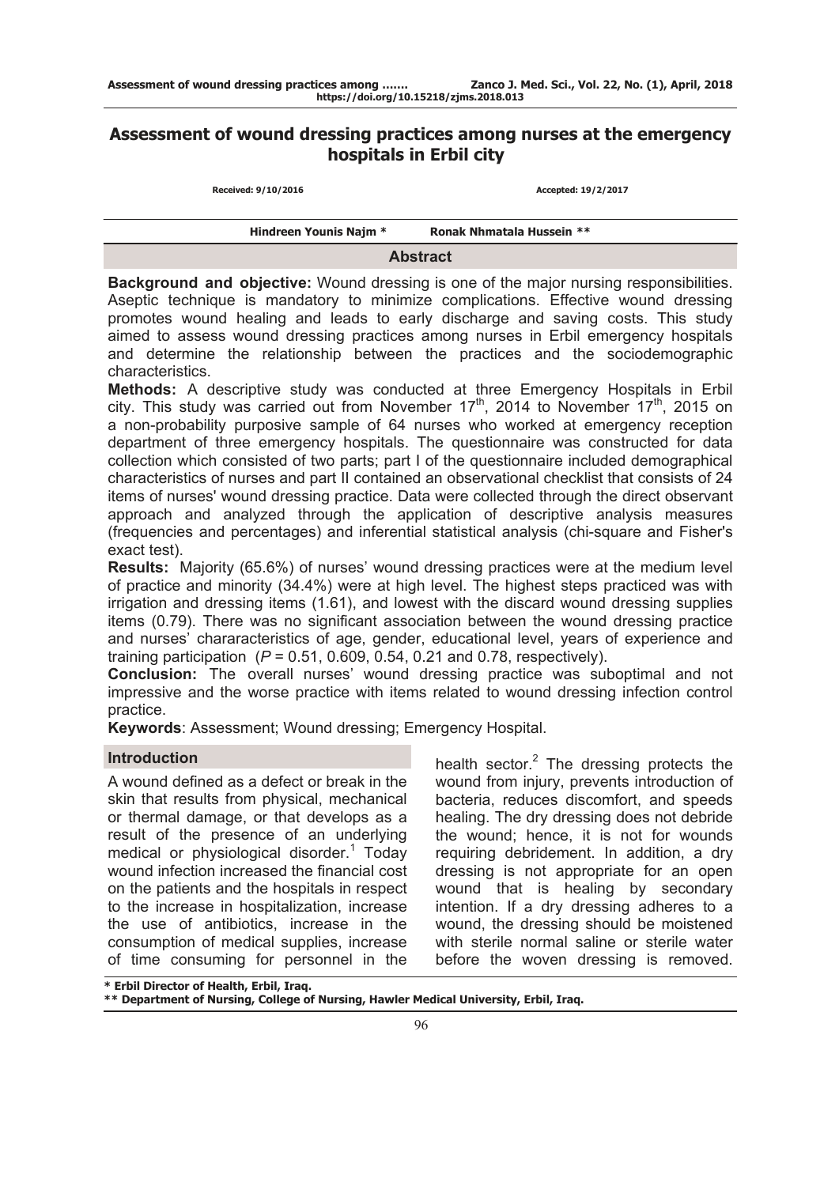# Assessment of wound dressing practices among nurses at the emergency hospitals in Erbil city

**Received: 9/10/2016** **Accepted: 19/2/2017**

**Hindreen Younis Najm *** **Ronak Nhmatala Hussein ****

## Abstract

**Background and objective:** Wound dressing is one of the major nursing responsibilities. Aseptic technique is mandatory to minimize complications. Effective wound dressing promotes wound healing and leads to early discharge and saving costs. This study aimed to assess wound dressing practices among nurses in Erbil emergency hospitals and determine the relationship between the practices and the sociodemographic characteristics.

**Methods:** A descriptive study was conducted at three Emergency Hospitals in Erbil city. This study was carried out from November 17th, 2014 to November 17th, 2015 on a non-probability purposive sample of 64 nurses who worked at emergency reception department of three emergency hospitals. The questionnaire was constructed for data collection which consisted of two parts; part I of the questionnaire included demographical characteristics of nurses and part II contained an observational checklist that consists of 24 items of nurses' wound dressing practice. Data were collected through the direct observant approach and analyzed through the application of descriptive analysis measures (frequencies and percentages) and inferential statistical analysis (chi-square and Fisher's exact test).

**Results:** Majority (65.6%) of nurses' wound dressing practices were at the medium level of practice and minority (34.4%) were at high level. The highest steps practiced was with irrigation and dressing items (1.61), and lowest with the discard wound dressing supplies items (0.79). There was no significant association between the wound dressing practice and nurses' chararacteristics of age, gender, educational level, years of experience and training participation ($P = 0.51$, 0.609, 0.54, 0.21 and 0.78, respectively).

**Conclusion:** The overall nurses' wound dressing practice was suboptimal and not impressive and the worse practice with items related to wound dressing infection control practice.

**Keywords**: Assessment; Wound dressing; Emergency Hospital.

## Introduction

A wound defined as a defect or break in the skin that results from physical, mechanical or thermal damage, or that develops as a result of the presence of an underlying medical or physiological disorder.[1] Today wound infection increased the financial cost on the patients and the hospitals in respect to the increase in hospitalization, increase the use of antibiotics, increase in the consumption of medical supplies, increase of time consuming for personnel in the health sector.[2] The dressing protects the wound from injury, prevents introduction of bacteria, reduces discomfort, and speeds healing. The dry dressing does not debride the wound; hence, it is not for wounds requiring debridement. In addition, a dry dressing is not appropriate for an open wound that is healing by secondary intention. If a dry dressing adheres to a wound, the dressing should be moistened with sterile normal saline or sterile water before the woven dressing is removed.

---

\* Erbil Director of Health, Erbil, Iraq.

\*\* Department of Nursing, College of Nursing, Hawler Medical University, Erbil, Iraq.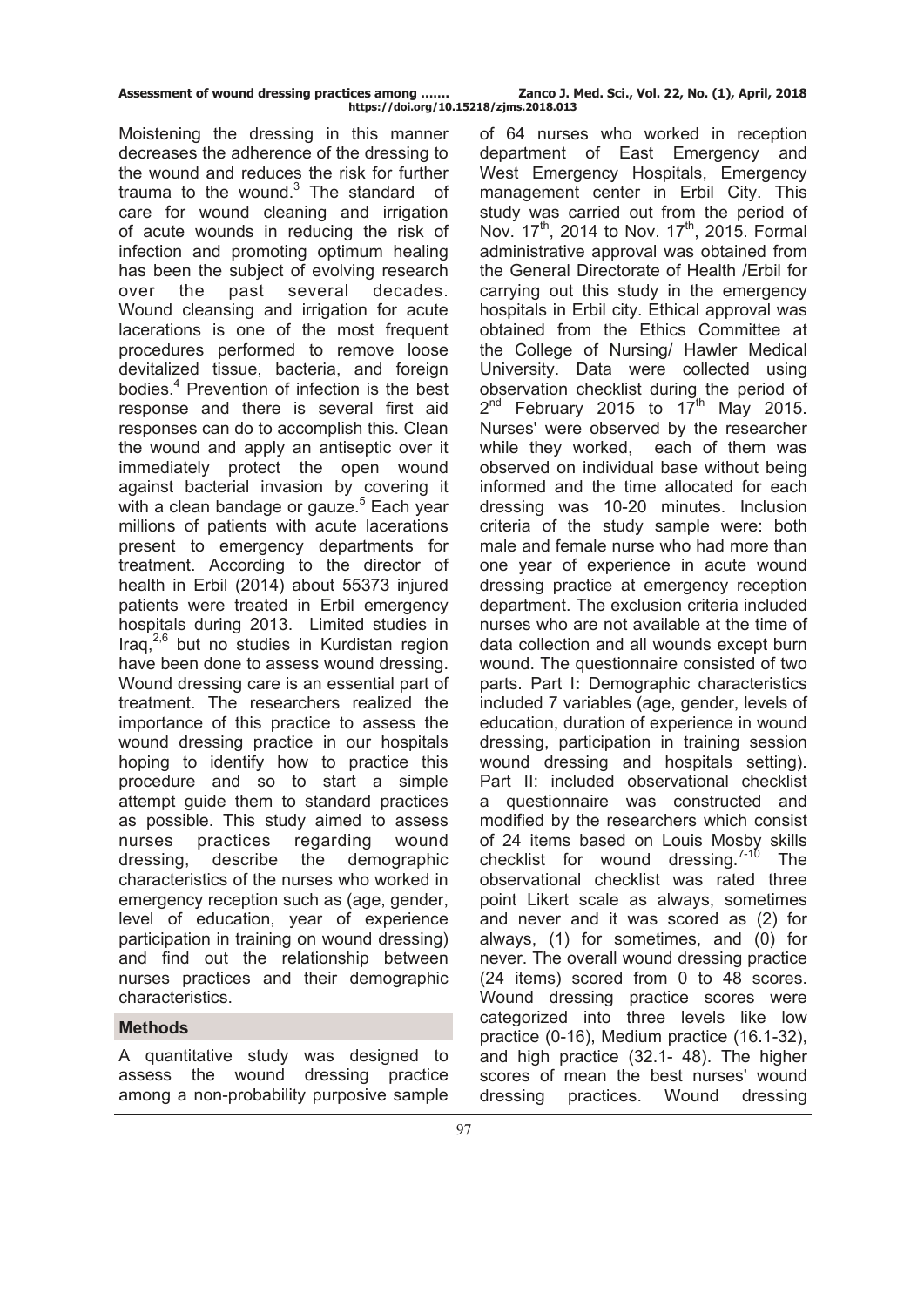Moistening the dressing in this manner decreases the adherence of the dressing to the wound and reduces the risk for further trauma to the wound.[3] The standard of care for wound cleaning and irrigation of acute wounds in reducing the risk of infection and promoting optimum healing has been the subject of evolving research over the past several decades. Wound cleansing and irrigation for acute lacerations is one of the most frequent procedures performed to remove loose devitalized tissue, bacteria, and foreign bodies.[4] Prevention of infection is the best response and there is several first aid responses can do to accomplish this. Clean the wound and apply an antiseptic over it immediately protect the open wound against bacterial invasion by covering it with a clean bandage or gauze.[5] Each year millions of patients with acute lacerations present to emergency departments for treatment. According to the director of health in Erbil (2014) about 55373 injured patients were treated in Erbil emergency hospitals during 2013. Limited studies in Iraq,[2,6] but no studies in Kurdistan region have been done to assess wound dressing. Wound dressing care is an essential part of treatment. The researchers realized the importance of this practice to assess the wound dressing practice in our hospitals hoping to identify how to practice this procedure and so to start a simple attempt guide them to standard practices as possible. This study aimed to assess nurses practices regarding wound dressing, describe the demographic characteristics of the nurses who worked in emergency reception such as (age, gender, level of education, year of experience participation in training on wound dressing) and find out the relationship between nurses practices and their demographic characteristics.

## Methods

A quantitative study was designed to assess the wound dressing practice among a non-probability purposive sample of 64 nurses who worked in reception department of East Emergency and West Emergency Hospitals, Emergency management center in Erbil City. This study was carried out from the period of Nov. 17th, 2014 to Nov. 17th, 2015. Formal administrative approval was obtained from the General Directorate of Health /Erbil for carrying out this study in the emergency hospitals in Erbil city. Ethical approval was obtained from the Ethics Committee at the College of Nursing/ Hawler Medical University. Data were collected using observation checklist during the period of 2nd February 2015 to 17th May 2015. Nurses' were observed by the researcher while they worked, each of them was observed on individual base without being informed and the time allocated for each dressing was 10-20 minutes. Inclusion criteria of the study sample were: both male and female nurse who had more than one year of experience in acute wound dressing practice at emergency reception department. The exclusion criteria included nurses who are not available at the time of data collection and all wounds except burn wound. The questionnaire consisted of two parts. Part I**:** Demographic characteristics included 7 variables (age, gender, levels of education, duration of experience in wound dressing, participation in training session wound dressing and hospitals setting). Part II: included observational checklist a questionnaire was constructed and modified by the researchers which consist of 24 items based on Louis Mosby skills checklist for wound dressing.[7-10] The observational checklist was rated three point Likert scale as always, sometimes and never and it was scored as (2) for always, (1) for sometimes, and (0) for never. The overall wound dressing practice (24 items) scored from 0 to 48 scores. Wound dressing practice scores were categorized into three levels like low practice (0-16), Medium practice (16.1-32), and high practice (32.1- 48). The higher scores of mean the best nurses' wound dressing practices. Wound dressing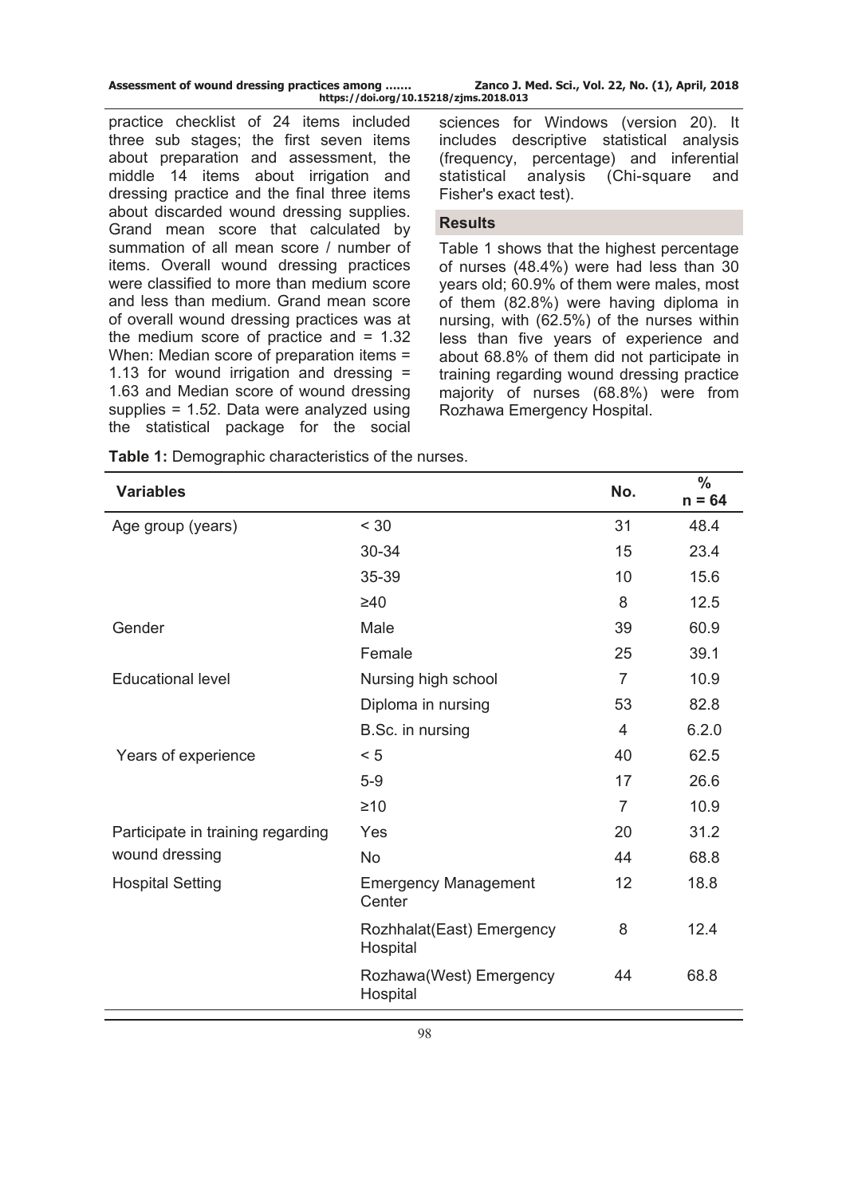practice checklist of 24 items included three sub stages; the first seven items about preparation and assessment, the middle 14 items about irrigation and dressing practice and the final three items about discarded wound dressing supplies. Grand mean score that calculated by summation of all mean score / number of items. Overall wound dressing practices were classified to more than medium score and less than medium. Grand mean score of overall wound dressing practices was at the medium score of practice and = 1.32 When: Median score of preparation items = 1.13 for wound irrigation and dressing = 1.63 and Median score of wound dressing supplies = 1.52. Data were analyzed using the statistical package for the social sciences for Windows (version 20). It includes descriptive statistical analysis (frequency, percentage) and inferential statistical analysis (Chi-square and Fisher's exact test).

## Results

Table 1 shows that the highest percentage of nurses (48.4%) were had less than 30 years old; 60.9% of them were males, most of them (82.8%) were having diploma in nursing, with (62.5%) of the nurses within less than five years of experience and about 68.8% of them did not participate in training regarding wound dressing practice majority of nurses (68.8%) were from Rozhawa Emergency Hospital.

**Table 1:** Demographic characteristics of the nurses.

| Variables | | No. | % n = 64 |
|---|---|---|---|
| Age group (years) | < 30 | 31 | 48.4 |
| | 30-34 | 15 | 23.4 |
| | 35-39 | 10 | 15.6 |
| | ≥40 | 8 | 12.5 |
| Gender | Male | 39 | 60.9 |
| | Female | 25 | 39.1 |
| Educational level | Nursing high school | 7 | 10.9 |
| | Diploma in nursing | 53 | 82.8 |
| | B.Sc. in nursing | 4 | 6.2.0 |
| Years of experience | < 5 | 40 | 62.5 |
| | 5-9 | 17 | 26.6 |
| | ≥10 | 7 | 10.9 |
| Participate in training regarding wound dressing | Yes | 20 | 31.2 |
| | No | 44 | 68.8 |
| Hospital Setting | Emergency Management Center | 12 | 18.8 |
| | Rozhhalat(East) Emergency Hospital | 8 | 12.4 |
| | Rozhawa(West) Emergency Hospital | 44 | 68.8 |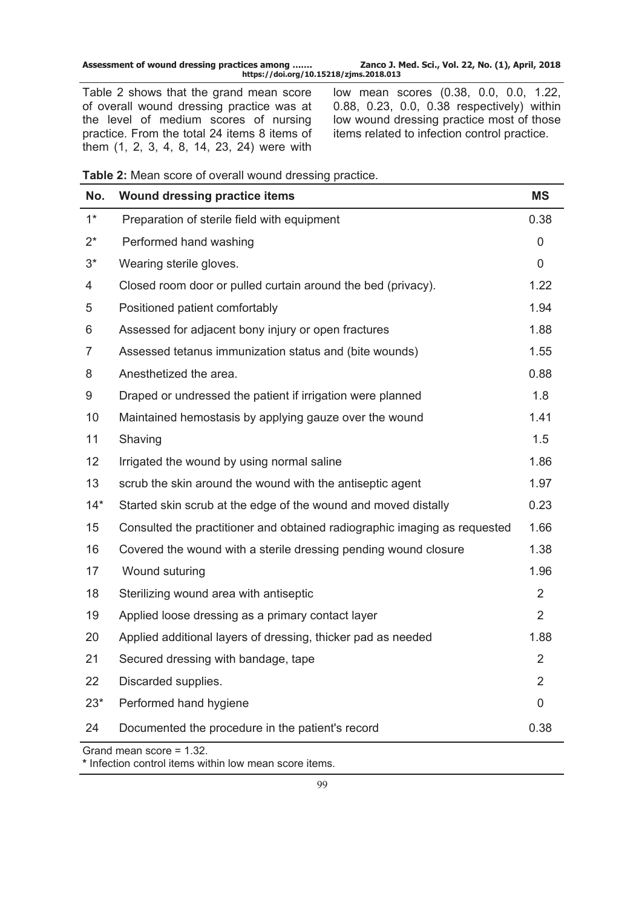Table 2 shows that the grand mean score of overall wound dressing practice was at the level of medium scores of nursing practice. From the total 24 items 8 items of them (1, 2, 3, 4, 8, 14, 23, 24) were with low mean scores (0.38, 0.0, 0.0, 1.22, 0.88, 0.23, 0.0, 0.38 respectively) within low wound dressing practice most of those items related to infection control practice.

**Table 2:** Mean score of overall wound dressing practice.

| No. | Wound dressing practice items | MS |
|---|---|---|
| 1* | Preparation of sterile field with equipment | 0.38 |
| 2* | Performed hand washing | 0 |
| 3* | Wearing sterile gloves. | 0 |
| 4 | Closed room door or pulled curtain around the bed (privacy). | 1.22 |
| 5 | Positioned patient comfortably | 1.94 |
| 6 | Assessed for adjacent bony injury or open fractures | 1.88 |
| 7 | Assessed tetanus immunization status and (bite wounds) | 1.55 |
| 8 | Anesthetized the area. | 0.88 |
| 9 | Draped or undressed the patient if irrigation were planned | 1.8 |
| 10 | Maintained hemostasis by applying gauze over the wound | 1.41 |
| 11 | Shaving | 1.5 |
| 12 | Irrigated the wound by using normal saline | 1.86 |
| 13 | scrub the skin around the wound with the antiseptic agent | 1.97 |
| 14* | Started skin scrub at the edge of the wound and moved distally | 0.23 |
| 15 | Consulted the practitioner and obtained radiographic imaging as requested | 1.66 |
| 16 | Covered the wound with a sterile dressing pending wound closure | 1.38 |
| 17 | Wound suturing | 1.96 |
| 18 | Sterilizing wound area with antiseptic | 2 |
| 19 | Applied loose dressing as a primary contact layer | 2 |
| 20 | Applied additional layers of dressing, thicker pad as needed | 1.88 |
| 21 | Secured dressing with bandage, tape | 2 |
| 22 | Discarded supplies. | 2 |
| 23* | Performed hand hygiene | 0 |
| 24 | Documented the procedure in the patient's record | 0.38 |

Grand mean score = 1.32.

**\*** Infection control items within low mean score items.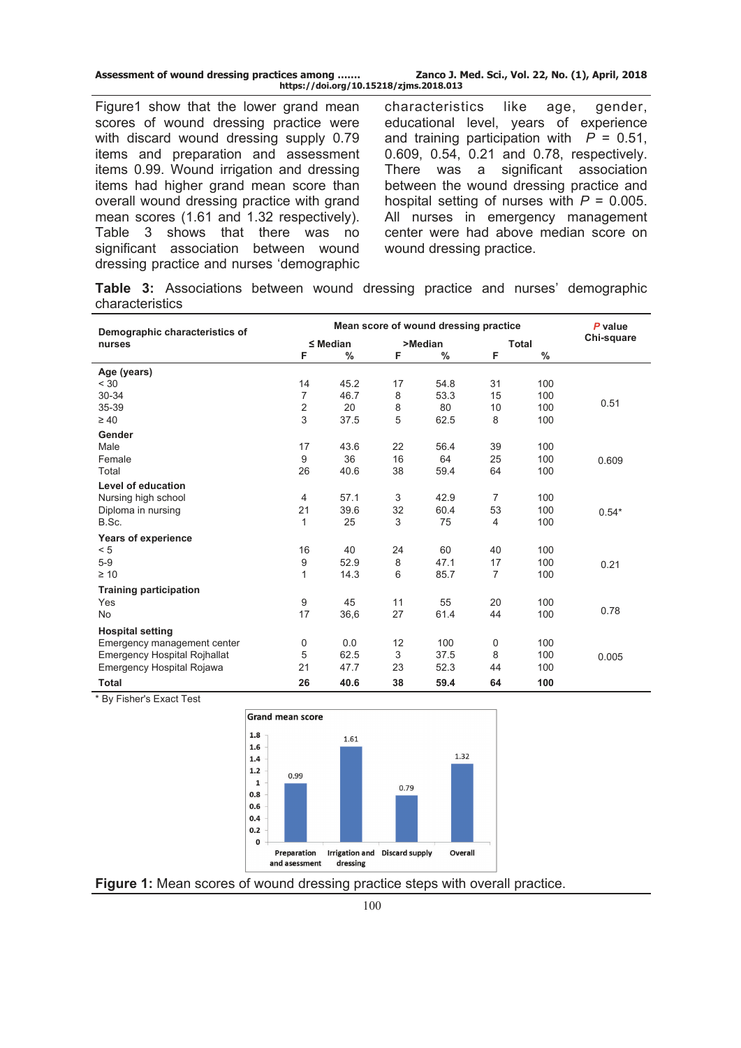Figure1 show that the lower grand mean scores of wound dressing practice were with discard wound dressing supply 0.79 items and preparation and assessment items 0.99. Wound irrigation and dressing items had higher grand mean score than overall wound dressing practice with grand mean scores (1.61 and 1.32 respectively). Table 3 shows that there was no significant association between wound dressing practice and nurses 'demographic characteristics like age, gender, educational level, years of experience and training participation with $P$ = 0.51, 0.609, 0.54, 0.21 and 0.78, respectively. There was a significant association between the wound dressing practice and hospital setting of nurses with $P$ = 0.005. All nurses in emergency management center were had above median score on wound dressing practice.

**Table 3:** Associations between wound dressing practice and nurses' demographic characteristics

| Demographic characteristics of nurses | Mean score of wound dressing practice | | | | | | *P* value Chi-square |
|---|---|---|---|---|---|---|---|
| | ≤ Median | | >Median | | Total | | |
| | F | % | F | % | F | % | |
| **Age (years)** | | | | | | | |
| < 30 | 14 | 45.2 | 17 | 54.8 | 31 | 100 | |
| 30-34 | 7 | 46.7 | 8 | 53.3 | 15 | 100 | 0.51 |
| 35-39 | 2 | 20 | 8 | 80 | 10 | 100 | |
| ≥ 40 | 3 | 37.5 | 5 | 62.5 | 8 | 100 | |
| **Gender** | | | | | | | |
| Male | 17 | 43.6 | 22 | 56.4 | 39 | 100 | |
| Female | 9 | 36 | 16 | 64 | 25 | 100 | 0.609 |
| Total | 26 | 40.6 | 38 | 59.4 | 64 | 100 | |
| **Level of education** | | | | | | | |
| Nursing high school | 4 | 57.1 | 3 | 42.9 | 7 | 100 | |
| Diploma in nursing | 21 | 39.6 | 32 | 60.4 | 53 | 100 | 0.54* |
| B.Sc. | 1 | 25 | 3 | 75 | 4 | 100 | |
| **Years of experience** | | | | | | | |
| < 5 | 16 | 40 | 24 | 60 | 40 | 100 | |
| 5-9 | 9 | 52.9 | 8 | 47.1 | 17 | 100 | 0.21 |
| ≥ 10 | 1 | 14.3 | 6 | 85.7 | 7 | 100 | |
| **Training participation** | | | | | | | |
| Yes | 9 | 45 | 11 | 55 | 20 | 100 | 0.78 |
| No | 17 | 36,6 | 27 | 61.4 | 44 | 100 | |
| **Hospital setting** | | | | | | | |
| Emergency management center | 0 | 0.0 | 12 | 100 | 0 | 100 | |
| Emergency Hospital Rojhallat | 5 | 62.5 | 3 | 37.5 | 8 | 100 | 0.005 |
| Emergency Hospital Rojawa | 21 | 47.7 | 23 | 52.3 | 44 | 100 | |
| **Total** | **26** | **40.6** | **38** | **59.4** | **64** | **100** | |

\* By Fisher's Exact Test

Grand mean score

| Preparation and asessment | Irrigation and dressing | Discard supply | Overall |
|---|---|---|---|
| 0.99 | 1.61 | 0.79 | 1.32 |

**Figure 1:** Mean scores of wound dressing practice steps with overall practice.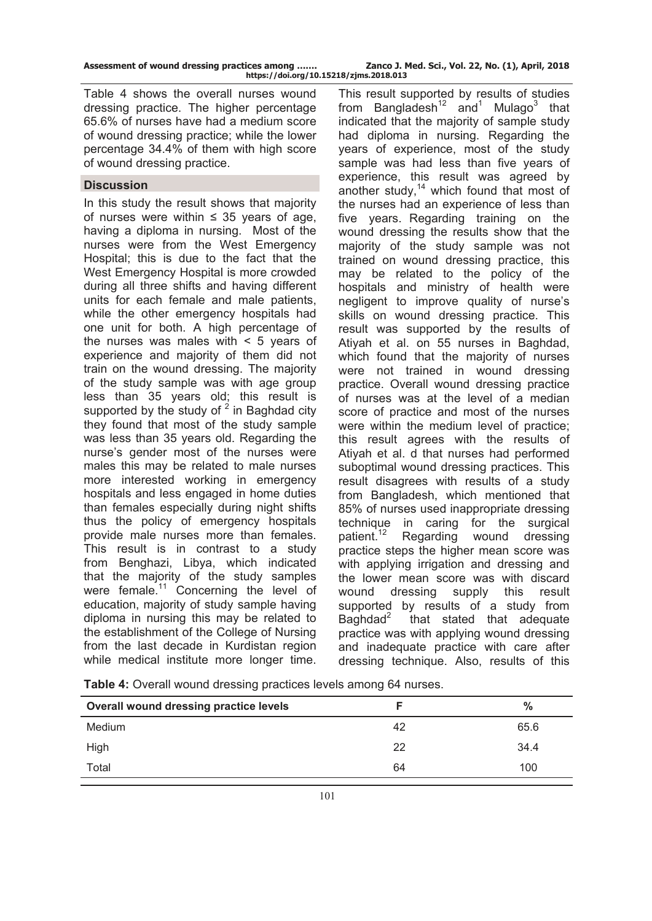Table 4 shows the overall nurses wound dressing practice. The higher percentage 65.6% of nurses have had a medium score of wound dressing practice; while the lower percentage 34.4% of them with high score of wound dressing practice.

## Discussion

In this study the result shows that majority of nurses were within ≤ 35 years of age, having a diploma in nursing. Most of the nurses were from the West Emergency Hospital; this is due to the fact that the West Emergency Hospital is more crowded during all three shifts and having different units for each female and male patients, while the other emergency hospitals had one unit for both. A high percentage of the nurses was males with < 5 years of experience and majority of them did not train on the wound dressing. The majority of the study sample was with age group less than 35 years old; this result is supported by the study of [2] in Baghdad city they found that most of the study sample was less than 35 years old. Regarding the nurse's gender most of the nurses were males this may be related to male nurses more interested working in emergency hospitals and less engaged in home duties than females especially during night shifts thus the policy of emergency hospitals provide male nurses more than females. This result is in contrast to a study from Benghazi, Libya, which indicated that the majority of the study samples were female.[11] Concerning the level of education, majority of study sample having diploma in nursing this may be related to the establishment of the College of Nursing from the last decade in Kurdistan region while medical institute more longer time. This result supported by results of studies from Bangladesh[12] and[1] Mulago[3] that indicated that the majority of sample study had diploma in nursing. Regarding the years of experience, most of the study sample was had less than five years of experience, this result was agreed by another study,[14] which found that most of the nurses had an experience of less than five years. Regarding training on the wound dressing the results show that the majority of the study sample was not trained on wound dressing practice, this may be related to the policy of the hospitals and ministry of health were negligent to improve quality of nurse's skills on wound dressing practice. This result was supported by the results of Atiyah et al. on 55 nurses in Baghdad, which found that the majority of nurses were not trained in wound dressing practice. Overall wound dressing practice of nurses was at the level of a median score of practice and most of the nurses were within the medium level of practice; this result agrees with the results of Atiyah et al. d that nurses had performed suboptimal wound dressing practices. This result disagrees with results of a study from Bangladesh, which mentioned that 85% of nurses used inappropriate dressing technique in caring for the surgical patient.[12] Regarding wound dressing practice steps the higher mean score was with applying irrigation and dressing and the lower mean score was with discard wound dressing supply this result supported by results of a study from Baghdad[2] that stated that adequate practice was with applying wound dressing and inadequate practice with care after dressing technique. Also, results of this

**Table 4:** Overall wound dressing practices levels among 64 nurses.

| Overall wound dressing practice levels | F | % |
|---|---|---|
| Medium | 42 | 65.6 |
| High | 22 | 34.4 |
| Total | 64 | 100 |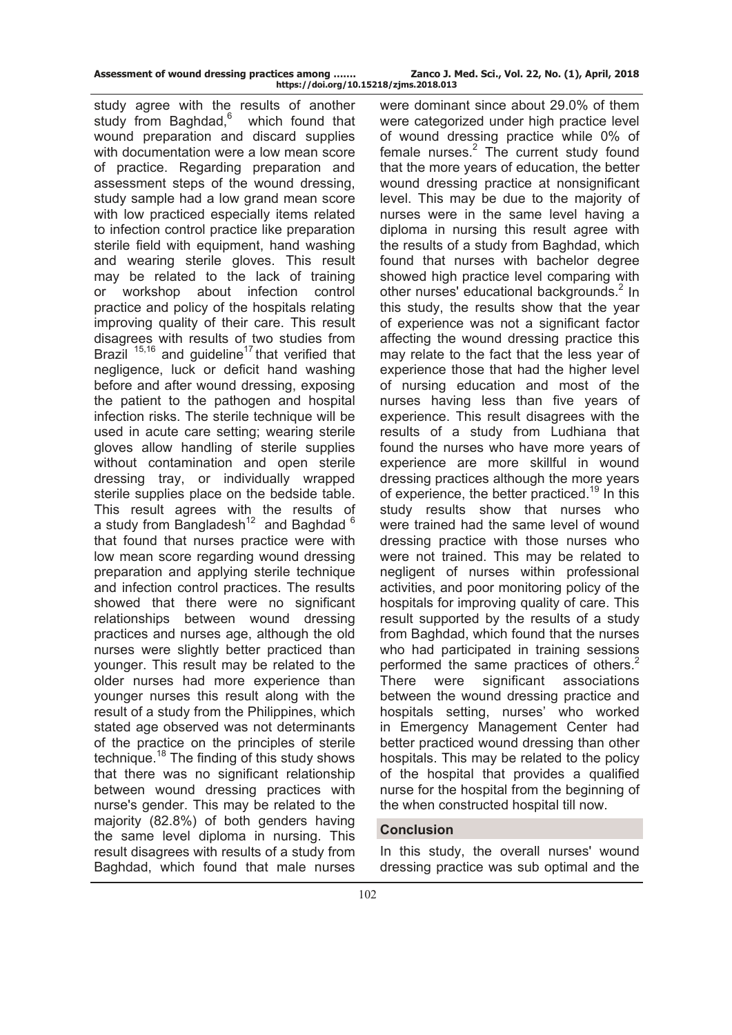study agree with the results of another study from Baghdad,[6] which found that wound preparation and discard supplies with documentation were a low mean score of practice. Regarding preparation and assessment steps of the wound dressing, study sample had a low grand mean score with low practiced especially items related to infection control practice like preparation sterile field with equipment, hand washing and wearing sterile gloves. This result may be related to the lack of training or workshop about infection control practice and policy of the hospitals relating improving quality of their care. This result disagrees with results of two studies from Brazil [15,16] and guideline[17] that verified that negligence, luck or deficit hand washing before and after wound dressing, exposing the patient to the pathogen and hospital infection risks. The sterile technique will be used in acute care setting; wearing sterile gloves allow handling of sterile supplies without contamination and open sterile dressing tray, or individually wrapped sterile supplies place on the bedside table. This result agrees with the results of a study from Bangladesh[12] and Baghdad [6] that found that nurses practice were with low mean score regarding wound dressing preparation and applying sterile technique and infection control practices. The results showed that there were no significant relationships between wound dressing practices and nurses age, although the old nurses were slightly better practiced than younger. This result may be related to the older nurses had more experience than younger nurses this result along with the result of a study from the Philippines, which stated age observed was not determinants of the practice on the principles of sterile technique.[18] The finding of this study shows that there was no significant relationship between wound dressing practices with nurse's gender. This may be related to the majority (82.8%) of both genders having the same level diploma in nursing. This result disagrees with results of a study from Baghdad, which found that male nurses were dominant since about 29.0% of them were categorized under high practice level of wound dressing practice while 0% of female nurses.[2] The current study found that the more years of education, the better wound dressing practice at nonsignificant level. This may be due to the majority of nurses were in the same level having a diploma in nursing this result agree with the results of a study from Baghdad, which found that nurses with bachelor degree showed high practice level comparing with other nurses' educational backgrounds.[2] In this study, the results show that the year of experience was not a significant factor affecting the wound dressing practice this may relate to the fact that the less year of experience those that had the higher level of nursing education and most of the nurses having less than five years of experience. This result disagrees with the results of a study from Ludhiana that found the nurses who have more years of experience are more skillful in wound dressing practices although the more years of experience, the better practiced.[19] In this study results show that nurses who were trained had the same level of wound dressing practice with those nurses who were not trained. This may be related to negligent of nurses within professional activities, and poor monitoring policy of the hospitals for improving quality of care. This result supported by the results of a study from Baghdad, which found that the nurses who had participated in training sessions performed the same practices of others.[2] There were significant associations between the wound dressing practice and hospitals setting, nurses' who worked in Emergency Management Center had better practiced wound dressing than other hospitals. This may be related to the policy of the hospital that provides a qualified nurse for the hospital from the beginning of the when constructed hospital till now.

## Conclusion

In this study, the overall nurses' wound dressing practice was sub optimal and the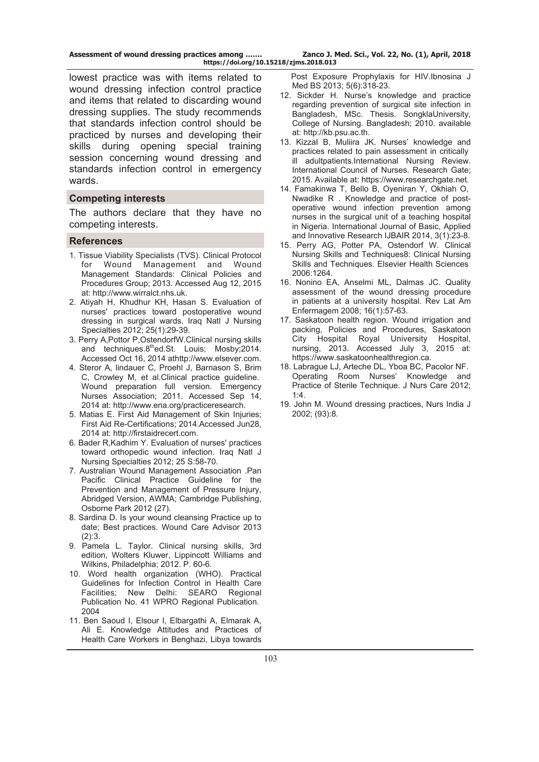lowest practice was with items related to wound dressing infection control practice and items that related to discarding wound dressing supplies. The study recommends that standards infection control should be practiced by nurses and developing their skills during opening special training session concerning wound dressing and standards infection control in emergency wards.

## Competing interests

The authors declare that they have no competing interests.

## References

1. Tissue Viability Specialists (TVS). Clinical Protocol for Wound Management and Wound Management Standards: Clinical Policies and Procedures Group; 2013. Accessed Aug 12, 2015 at: http://www.wirralct.nhs.uk.
2. Atiyah H, Khudhur KH, Hasan S. Evaluation of nurses' practices toward postoperative wound dressing in surgical wards. Iraq Natl J Nursing Specialties 2012; 25(1):29-39.
3. Perry A,Pottor P,OstendorfW.Clinical nursing skills and techniques.8th ed.St. Louis; Mosby;2014. Accessed Oct 16, 2014 athttp://www.elsever.com.
4. Steror A, lindauer C, Proehl J, Barnason S, Brim C, Crowley M, et al.Clinical practice guideline. Wound preparation full version. Emergency Nurses Association; 2011. Accessed Sep 14, 2014 at: http://www.ena.org/practiceresearch.
5. Matias E. First Aid Management of Skin Injuries; First Aid Re-Certifications; 2014.Accessed Jun28, 2014 at: http://firstaidrecert.com.
6. Bader R,Kadhim Y. Evaluation of nurses' practices toward orthopedic wound infection. Iraq Natl J Nursing Specialties 2012; 25 S:58-70.
7. Australian Wound Management Association .Pan Pacific Clinical Practice Guideline for the Prevention and Management of Pressure Injury, Abridged Version, AWMA; Cambridge Publishing, Osborne Park 2012 (27).
8. Sardina D. Is your wound cleansing Practice up to date; Best practices. Wound Care Advisor 2013 (2):3.
9. Pamela L. Taylor. Clinical nursing skills, 3rd edition, Wolters Kluwer, Lippincott Williams and Wilkins, Philadelphia; 2012. P. 60-6.
10. Word health organization (WHO). Practical Guidelines for Infection Control in Health Care Facilities; New Delhi: SEARO Regional Publication No. 41 WPRO Regional Publication. 2004
11. Ben Saoud I, Elsour I, Elbargathi A, Elmarak A, Ali E. Knowledge Attitudes and Practices of Health Care Workers in Benghazi, Libya towards Post Exposure Prophylaxis for HIV.Ibnosina J Med BS 2013; 5(6):318-23.
12. Sickder H. Nurse's knowledge and practice regarding prevention of surgical site infection in Bangladesh, MSc. Thesis. SongklaUniversity, College of Nursing. Bangladesh; 2010. available at: http://kb.psu.ac.th.
13. Kizzal B, Muliira JK. Nurses' knowledge and practices related to pain assessment in critically ill adultpatients.International Nursing Review. International Council of Nurses. Research Gate; 2015. Available at: https://www.researchgate.net.
14. Famakinwa T, Bello B, Oyeniran Y, Okhiah O, Nwadike R . Knowledge and practice of post-operative wound infection prevention among nurses in the surgical unit of a teaching hospital in Nigeria. International Journal of Basic, Applied and Innovative Research IJBAIR 2014, 3(1):23-8.
15. Perry AG, Potter PA, Ostendorf W. Clinical Nursing Skills and Techniques8: Clinical Nursing Skills and Techniques. Elsevier Health Sciences 2006:1264.
16. Nonino EA, Anselmi ML, Dalmas JC. Quality assessment of the wound dressing procedure in patients at a university hospital. Rev Lat Am Enfermagem 2008; 16(1):57-63.
17. Saskatoon health region. Wound irrigation and packing, Policies and Procedures, Saskatoon City Hospital Royal University Hospital, nursing, 2013. Accessed July 3, 2015 at: https://www.saskatoonhealthregion.ca.
18. Labrague LJ, Arteche DL, Yboa BC, Pacolor NF. Operating Room Nurses' Knowledge and Practice of Sterile Technique. J Nurs Care 2012; 1:4.
19. John M. Wound dressing practices, Nurs India J 2002; (93):8.